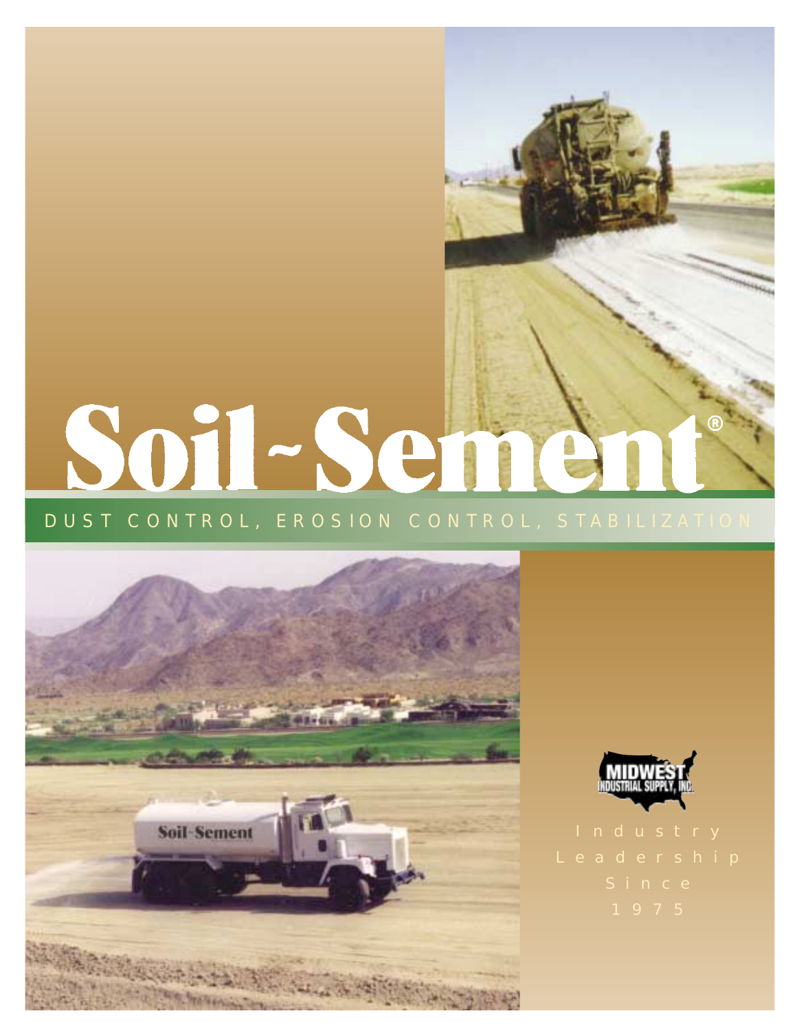# Soil~Sement®

DUST CONTROL, EROSION CONTROL, STABILIZATION

MIDWEST INDUSTRIAL SUPPLY, INC.

Industry Leadership Since 1975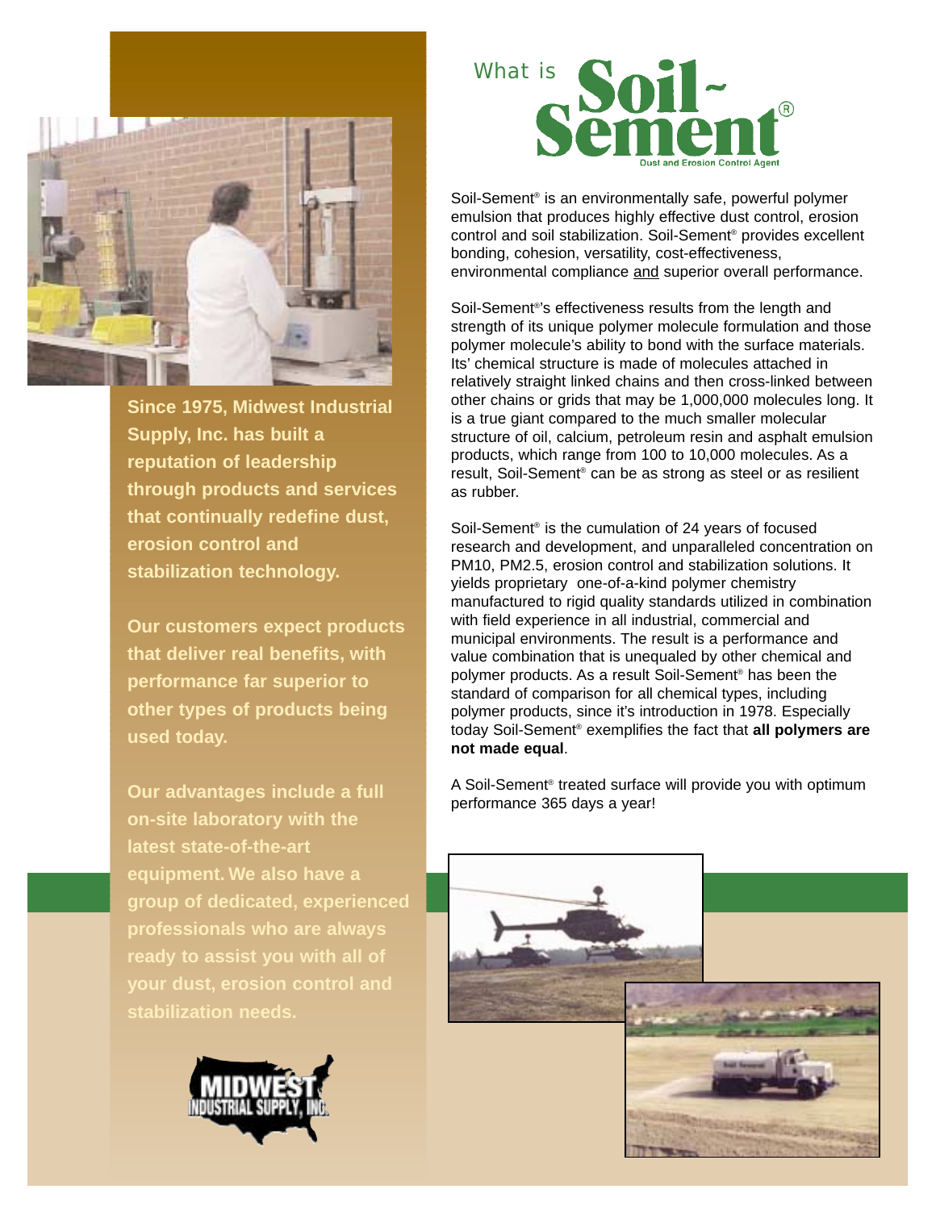Since 1975, Midwest Industrial Supply, Inc. has built a reputation of leadership through products and services that continually redefine dust, erosion control and stabilization technology.

Our customers expect products that deliver real benefits, with performance far superior to other types of products being used today.

Our advantages include a full on-site laboratory with the latest state-of-the-art equipment. We also have a group of dedicated, experienced professionals who are always ready to assist you with all of your dust, erosion control and stabilization needs.

# What is Soil-Sement®

Dust and Erosion Control Agent

Soil-Sement® is an environmentally safe, powerful polymer emulsion that produces highly effective dust control, erosion control and soil stabilization. Soil-Sement® provides excellent bonding, cohesion, versatility, cost-effectiveness, environmental compliance and superior overall performance.

Soil-Sement®'s effectiveness results from the length and strength of its unique polymer molecule formulation and those polymer molecule's ability to bond with the surface materials. Its' chemical structure is made of molecules attached in relatively straight linked chains and then cross-linked between other chains or grids that may be 1,000,000 molecules long. It is a true giant compared to the much smaller molecular structure of oil, calcium, petroleum resin and asphalt emulsion products, which range from 100 to 10,000 molecules. As a result, Soil-Sement® can be as strong as steel or as resilient as rubber.

Soil-Sement® is the cumulation of 24 years of focused research and development, and unparalleled concentration on PM10, PM2.5, erosion control and stabilization solutions. It yields proprietary one-of-a-kind polymer chemistry manufactured to rigid quality standards utilized in combination with field experience in all industrial, commercial and municipal environments. The result is a performance and value combination that is unequaled by other chemical and polymer products. As a result Soil-Sement® has been the standard of comparison for all chemical types, including polymer products, since it's introduction in 1978. Especially today Soil-Sement® exemplifies the fact that **all polymers are not made equal**.

A Soil-Sement® treated surface will provide you with optimum performance 365 days a year!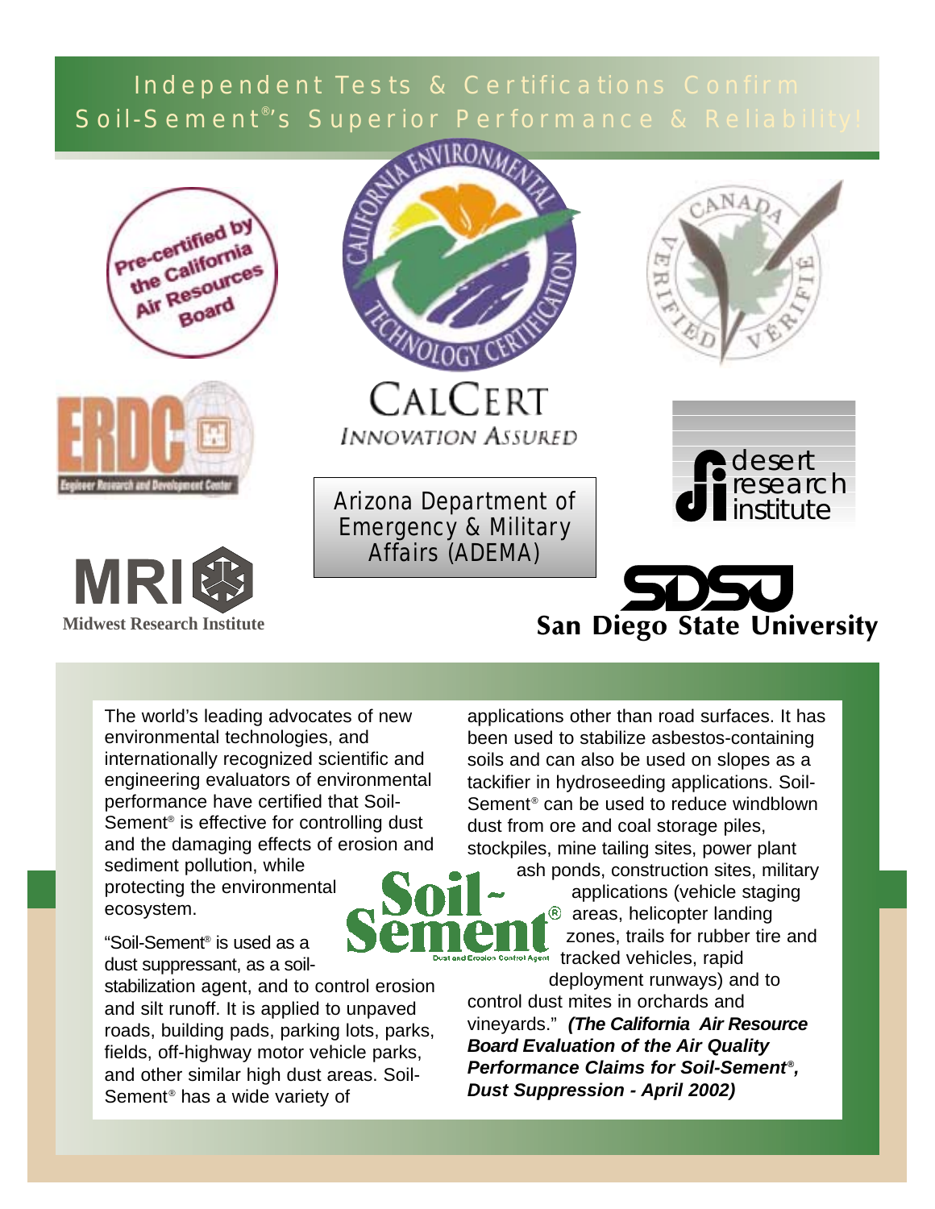# Independent Tests & Certifications Confirm Soil-Sement®'s Superior Performance & Reliability!

Pre-certified by the California Air Resources Board

California Environmental Technology Certification

CalCert
Innovation Assured

Canada Verified Vérifié

ERDC
Engineer Research and Development Center

Arizona Department of Emergency & Military Affairs (ADEMA)

desert research institute

MRI
Midwest Research Institute

SDSU
San Diego State University

The world's leading advocates of new environmental technologies, and internationally recognized scientific and engineering evaluators of environmental performance have certified that Soil-Sement® is effective for controlling dust and the damaging effects of erosion and sediment pollution, while protecting the environmental ecosystem.

"Soil-Sement® is used as a dust suppressant, as a soil-stabilization agent, and to control erosion and silt runoff. It is applied to unpaved roads, building pads, parking lots, parks, fields, off-highway motor vehicle parks, and other similar high dust areas. Soil-Sement® has a wide variety of applications other than road surfaces. It has been used to stabilize asbestos-containing soils and can also be used on slopes as a tackifier in hydroseeding applications. Soil-Sement® can be used to reduce windblown dust from ore and coal storage piles, stockpiles, mine tailing sites, power plant ash ponds, construction sites, military applications (vehicle staging areas, helicopter landing zones, trails for rubber tire and tracked vehicles, rapid deployment runways) and to control dust mites in orchards and vineyards." ***(The California Air Resource Board Evaluation of the Air Quality Performance Claims for Soil-Sement®, Dust Suppression - April 2002)***

Soil-Sement®
Dust and Erosion Control Agent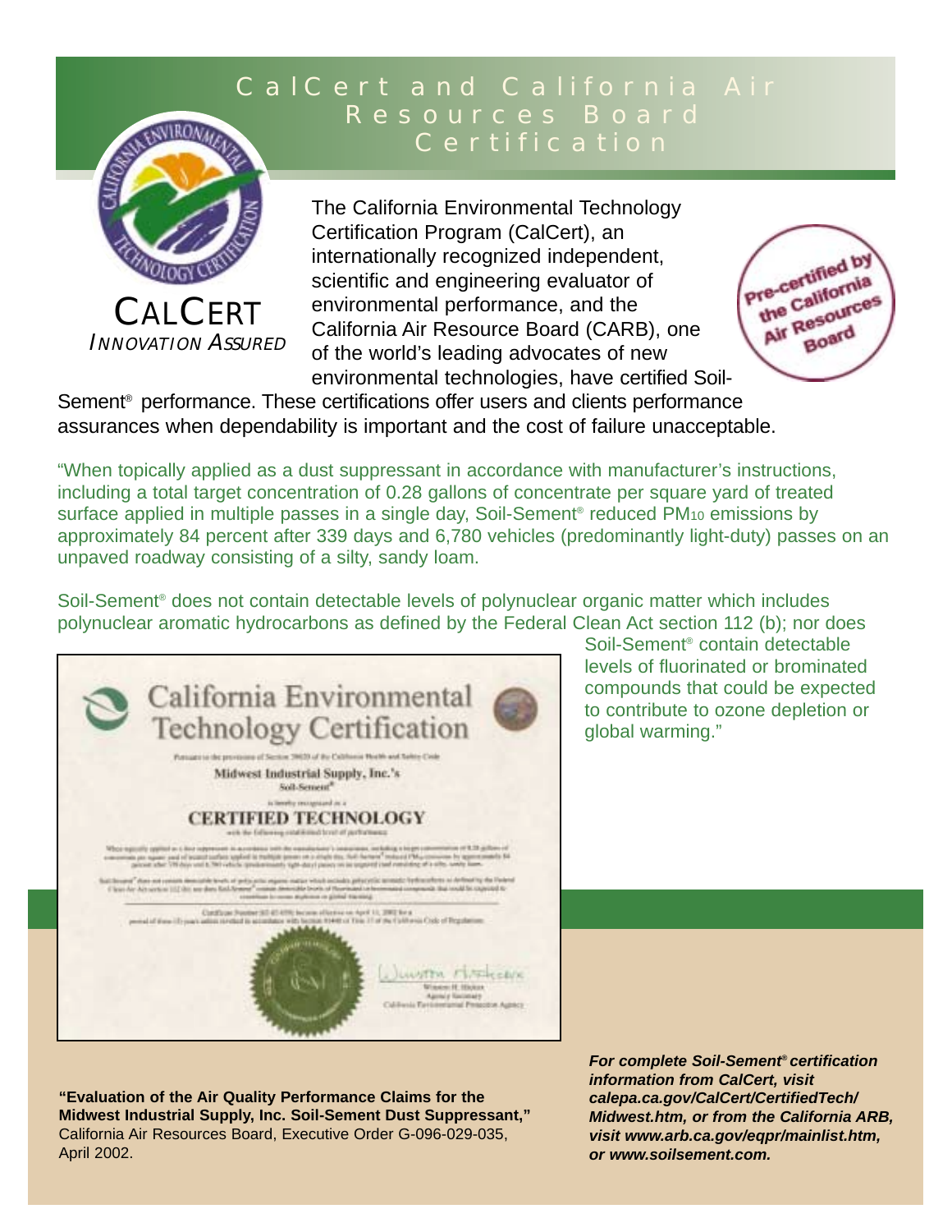# CalCert and California Air Resources Board Certification

CALCERT
*INNOVATION ASSURED*

The California Environmental Technology Certification Program (CalCert), an internationally recognized independent, scientific and engineering evaluator of environmental performance, and the California Air Resource Board (CARB), one of the world's leading advocates of new environmental technologies, have certified Soil-Sement® performance. These certifications offer users and clients performance assurances when dependability is important and the cost of failure unacceptable.

Pre-certified by the California Air Resources Board

"When topically applied as a dust suppressant in accordance with manufacturer's instructions, including a total target concentration of 0.28 gallons of concentrate per square yard of treated surface applied in multiple passes in a single day, Soil-Sement® reduced $PM_{10}$ emissions by approximately 84 percent after 339 days and 6,780 vehicles (predominantly light-duty) passes on an unpaved roadway consisting of a silty, sandy loam.

Soil-Sement® does not contain detectable levels of polynuclear organic matter which includes polynuclear aromatic hydrocarbons as defined by the Federal Clean Act section 112 (b); nor does Soil-Sement® contain detectable levels of fluorinated or brominated compounds that could be expected to contribute to ozone depletion or global warming."

**"Evaluation of the Air Quality Performance Claims for the Midwest Industrial Supply, Inc. Soil-Sement Dust Suppressant,"** California Air Resources Board, Executive Order G-096-029-035, April 2002.

***For complete Soil-Sement® certification information from CalCert, visit calepa.ca.gov/CalCert/CertifiedTech/Midwest.htm, or from the California ARB, visit www.arb.ca.gov/eqpr/mainlist.htm, or www.soilsement.com.***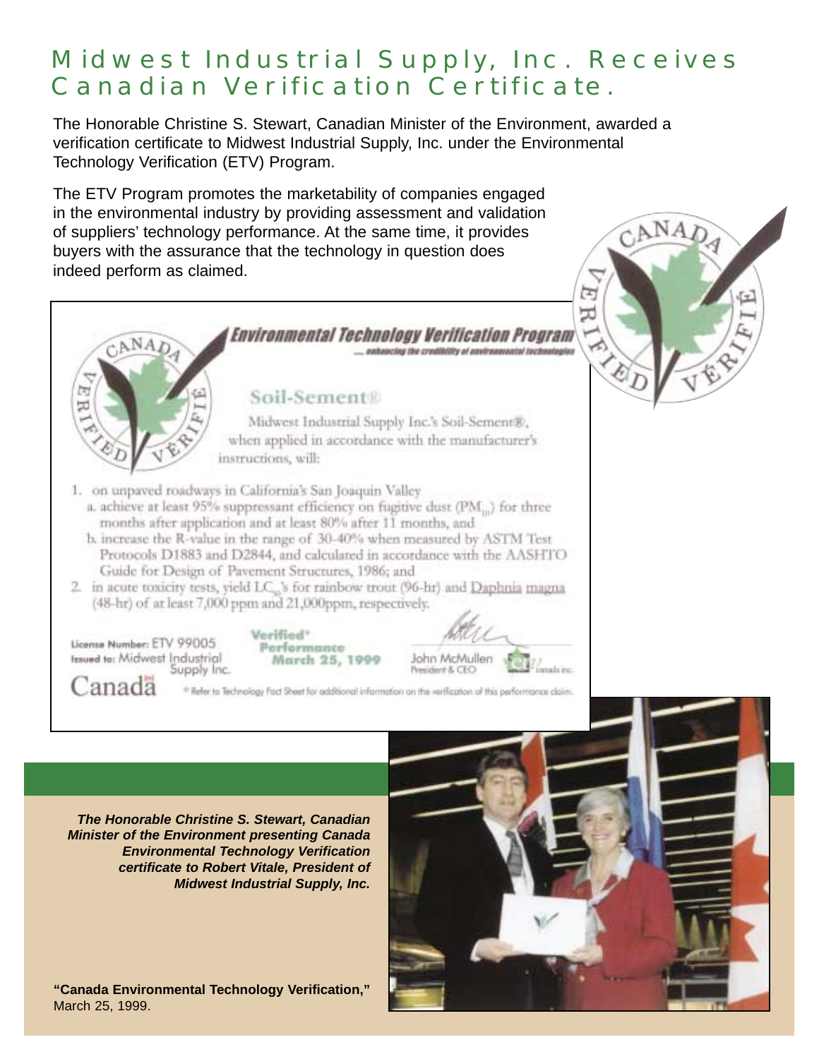# Midwest Industrial Supply, Inc. Receives Canadian Verification Certificate.

The Honorable Christine S. Stewart, Canadian Minister of the Environment, awarded a verification certificate to Midwest Industrial Supply, Inc. under the Environmental Technology Verification (ETV) Program.

The ETV Program promotes the marketability of companies engaged in the environmental industry by providing assessment and validation of suppliers' technology performance. At the same time, it provides buyers with the assurance that the technology in question does indeed perform as claimed.

CANADA VERIFIED VÉRIFIÉ

**Environmental Technology Verification Program**

*— enhancing the credibility of environmental technologies*

CANADA VERIFIED VÉRIFIÉ

## Soil-Sement®

Midwest Industrial Supply Inc.'s Soil-Sement®, when applied in accordance with the manufacturer's instructions, will:

1. on unpaved roadways in California's San Joaquin Valley
   a. achieve at least 95% suppressant efficiency on fugitive dust ($PM_{10}$) for three months after application and at least 80% after 11 months, and
   b. increase the R-value in the range of 30-40% when measured by ASTM Test Protocols D1883 and D2844, and calculated in accordance with the AASHTO Guide for Design of Pavement Structures, 1986; and
2. in acute toxicity tests, yield $LC_{50}$'s for rainbow trout (96-hr) and Daphnia magna (48-hr) of at least 7,000 ppm and 21,000ppm, respectively.

License Number: ETV 99005
Issued to: Midwest Industrial Supply Inc.

Verified* Performance March 25, 1999

John McMullen
President & CEO

Canadä

\* Refer to Technology Fact Sheet for additional information on the verification of this performance claim.

***The Honorable Christine S. Stewart, Canadian Minister of the Environment presenting Canada Environmental Technology Verification certificate to Robert Vitale, President of Midwest Industrial Supply, Inc.***

**"Canada Environmental Technology Verification,"** March 25, 1999.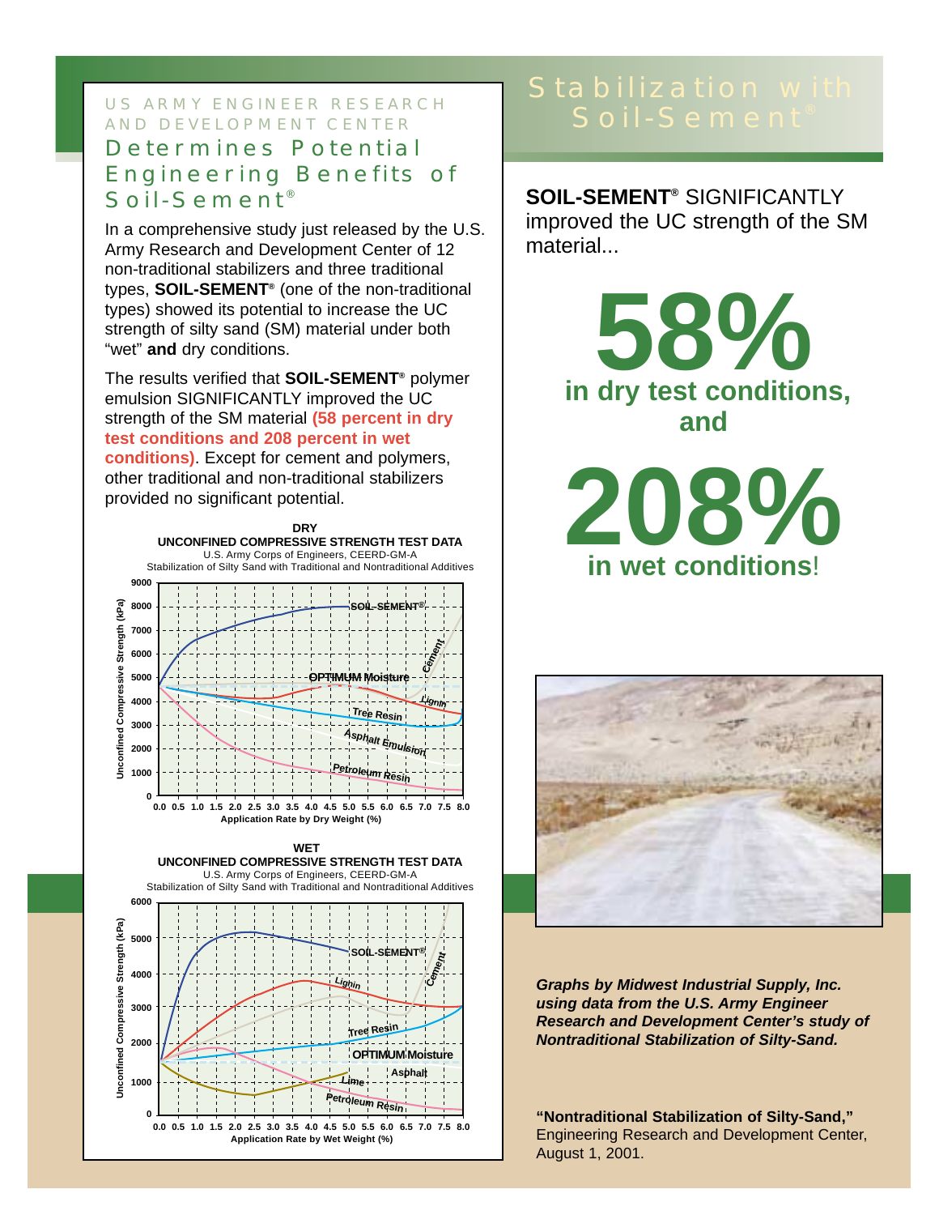US ARMY ENGINEER RESEARCH AND DEVELOPMENT CENTER

## Determines Potential Engineering Benefits of Soil-Sement®

In a comprehensive study just released by the U.S. Army Research and Development Center of 12 non-traditional stabilizers and three traditional types, **SOIL-SEMENT®** (one of the non-traditional types) showed its potential to increase the UC strength of silty sand (SM) material under both "wet" **and** dry conditions.

The results verified that **SOIL-SEMENT®** polymer emulsion SIGNIFICANTLY improved the UC strength of the SM material **(58 percent in dry test conditions and 208 percent in wet conditions)**. Except for cement and polymers, other traditional and non-traditional stabilizers provided no significant potential.

**DRY**
**UNCONFINED COMPRESSIVE STRENGTH TEST DATA**
U.S. Army Corps of Engineers, CEERD-GM-A
Stabilization of Silty Sand with Traditional and Nontraditional Additives

**WET**
**UNCONFINED COMPRESSIVE STRENGTH TEST DATA**
U.S. Army Corps of Engineers, CEERD-GM-A
Stabilization of Silty Sand with Traditional and Nontraditional Additives

## Stabilization with Soil-Sement®

**SOIL-SEMENT®** SIGNIFICANTLY improved the UC strength of the SM material...

# 58%
**in dry test conditions, and**

# 208%
**in wet conditions!**

***Graphs by Midwest Industrial Supply, Inc. using data from the U.S. Army Engineer Research and Development Center's study of Nontraditional Stabilization of Silty-Sand.***

**"Nontraditional Stabilization of Silty-Sand,"** Engineering Research and Development Center, August 1, 2001.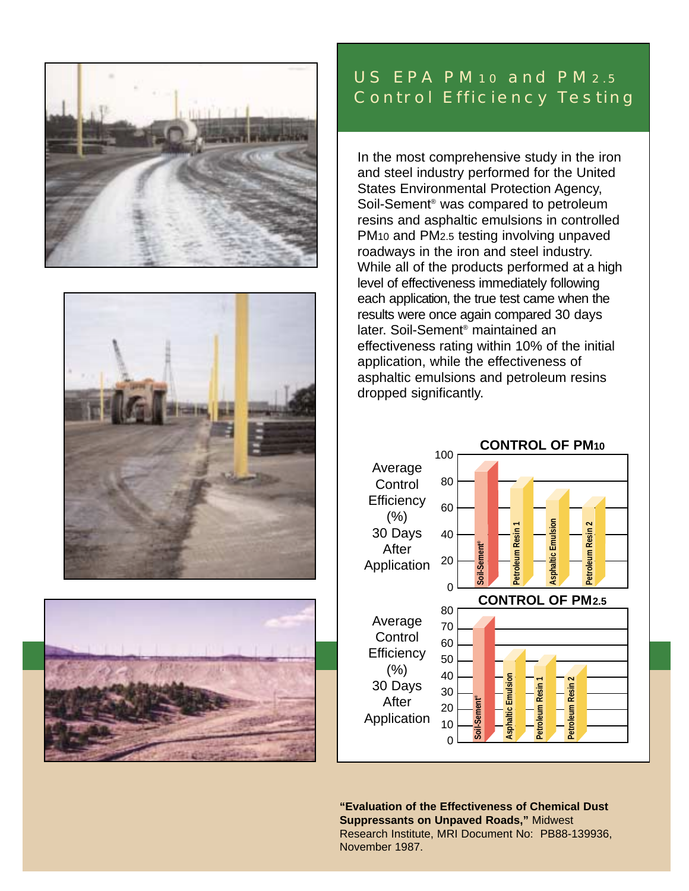## US EPA $PM_{10}$ and $PM_{2.5}$ Control Efficiency Testing

In the most comprehensive study in the iron and steel industry performed for the United States Environmental Protection Agency, Soil-Sement® was compared to petroleum resins and asphaltic emulsions in controlled $PM_{10}$ and $PM_{2.5}$ testing involving unpaved roadways in the iron and steel industry. While all of the products performed at a high level of effectiveness immediately following each application, the true test came when the results were once again compared 30 days later. Soil-Sement® maintained an effectiveness rating within 10% of the initial application, while the effectiveness of asphaltic emulsions and petroleum resins dropped significantly.

**CONTROL OF $PM_{10}$**

Average Control Efficiency (%) 30 Days After Application

Soil-Sement® | Petroleum Resin 1 | Asphaltic Emulsion | Petroleum Resin 2

**CONTROL OF $PM_{2.5}$**

Average Control Efficiency (%) 30 Days After Application

Soil-Sement® | Asphaltic Emulsion | Petroleum Resin 1 | Petroleum Resin 2

**"Evaluation of the Effectiveness of Chemical Dust Suppressants on Unpaved Roads,"** Midwest Research Institute, MRI Document No: PB88-139936, November 1987.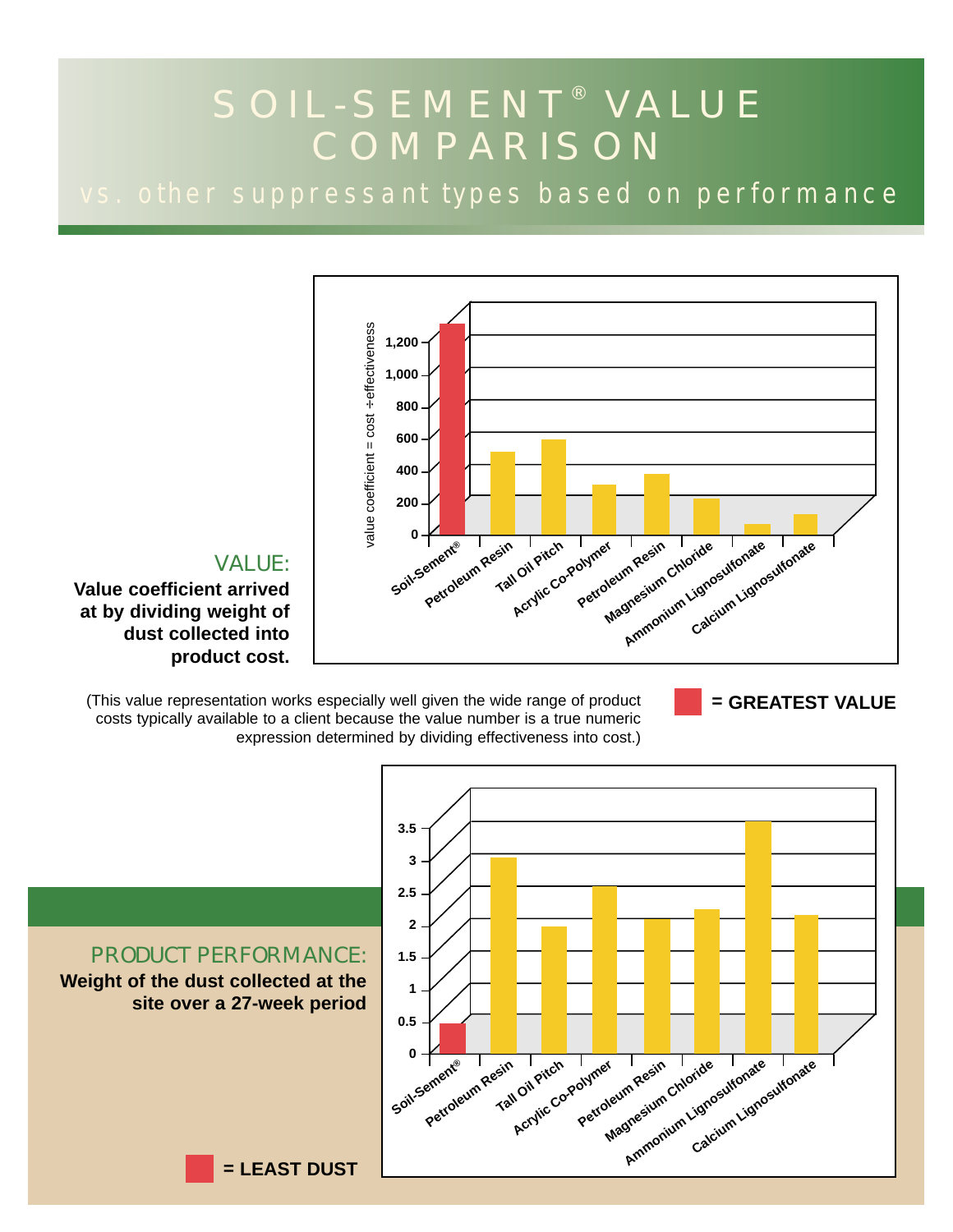# SOIL-SEMENT® VALUE COMPARISON

## vs. other suppressant types based on performance

value coefficient = cost ÷ effectiveness

1,200
1,000
800
600
400
200
0

Soil-Sement® | Petroleum Resin | Tall Oil Pitch | Acrylic Co-Polymer | Petroleum Resin | Magnesium Chloride | Ammonium Lignosulfonate | Calcium Lignosulfonate

### VALUE:

**Value coefficient arrived at by dividing weight of dust collected into product cost.**

(This value representation works especially well given the wide range of product costs typically available to a client because the value number is a true numeric expression determined by dividing effectiveness into cost.)

**= GREATEST VALUE**

3.5
3
2.5
2
1.5
1
0.5
0

Soil-Sement® | Petroleum Resin | Tall Oil Pitch | Acrylic Co-Polymer | Petroleum Resin | Magnesium Chloride | Ammonium Lignosulfonate | Calcium Lignosulfonate

### PRODUCT PERFORMANCE:

**Weight of the dust collected at the site over a 27-week period**

**= LEAST DUST**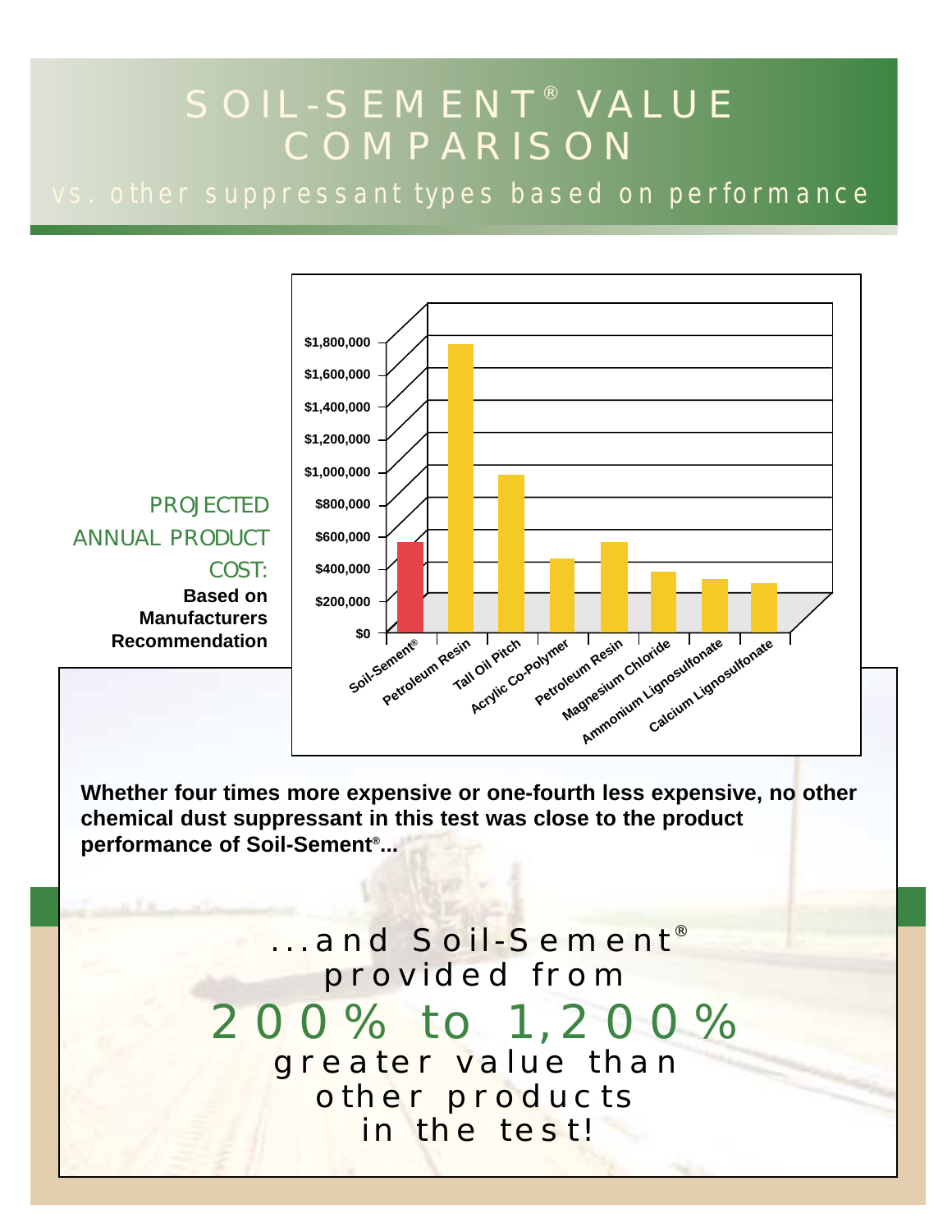# SOIL-SEMENT® VALUE COMPARISON

## vs. other suppressant types based on performance

PROJECTED ANNUAL PRODUCT COST:

**Based on Manufacturers Recommendation**

| Product | Projected Annual Product Cost (approx.) |
|---|---|
| Soil-Sement® | ~$550,000 |
| Petroleum Resin | ~$1,750,000 |
| Tall Oil Pitch | ~$950,000 |
| Acrylic Co-Polymer | ~$450,000 |
| Petroleum Resin | ~$550,000 |
| Magnesium Chloride | ~$370,000 |
| Ammonium Lignosulfonate | ~$320,000 |
| Calcium Lignosulfonate | ~$300,000 |

**Whether four times more expensive or one-fourth less expensive, no other chemical dust suppressant in this test was close to the product performance of Soil-Sement®...**

...and Soil-Sement® provided from

200% to 1,200%

greater value than other products in the test!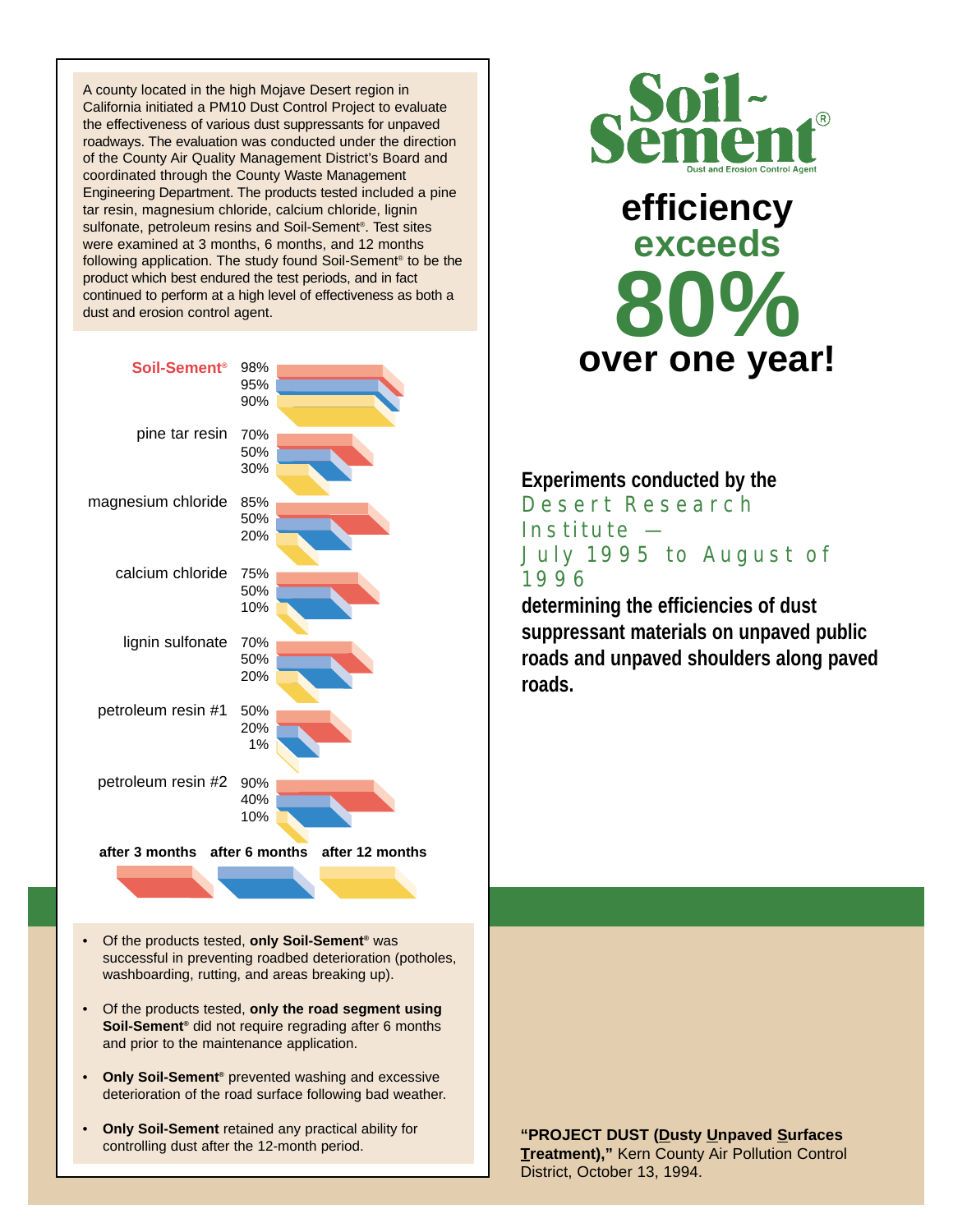A county located in the high Mojave Desert region in California initiated a PM10 Dust Control Project to evaluate the effectiveness of various dust suppressants for unpaved roadways. The evaluation was conducted under the direction of the County Air Quality Management District's Board and coordinated through the County Waste Management Engineering Department. The products tested included a pine tar resin, magnesium chloride, calcium chloride, lignin sulfonate, petroleum resins and Soil-Sement®. Test sites were examined at 3 months, 6 months, and 12 months following application. The study found Soil-Sement® to be the product which best endured the test periods, and in fact continued to perform at a high level of effectiveness as both a dust and erosion control agent.

| Product | after 3 months | after 6 months | after 12 months |
|---|---|---|---|
| Soil-Sement® | 98% | 95% | 90% |
| pine tar resin | 70% | 50% | 30% |
| magnesium chloride | 85% | 50% | 20% |
| calcium chloride | 75% | 50% | 10% |
| lignin sulfonate | 70% | 50% | 20% |
| petroleum resin #1 | 50% | 20% | 1% |
| petroleum resin #2 | 90% | 40% | 10% |

- Of the products tested, **only Soil-Sement®** was successful in preventing roadbed deterioration (potholes, washboarding, rutting, and areas breaking up).
- Of the products tested, **only the road segment using Soil-Sement®** did not require regrading after 6 months and prior to the maintenance application.
- **Only Soil-Sement®** prevented washing and excessive deterioration of the road surface following bad weather.
- **Only Soil-Sement** retained any practical ability for controlling dust after the 12-month period.

# Soil-Sement®

Dust and Erosion Control Agent

## efficiency exceeds 80% over one year!

**Experiments conducted by the** Desert Research Institute — July 1995 to August of 1996 **determining the efficiencies of dust suppressant materials on unpaved public roads and unpaved shoulders along paved roads.**

**"PROJECT DUST (Dusty Unpaved Surfaces Treatment),"** Kern County Air Pollution Control District, October 13, 1994.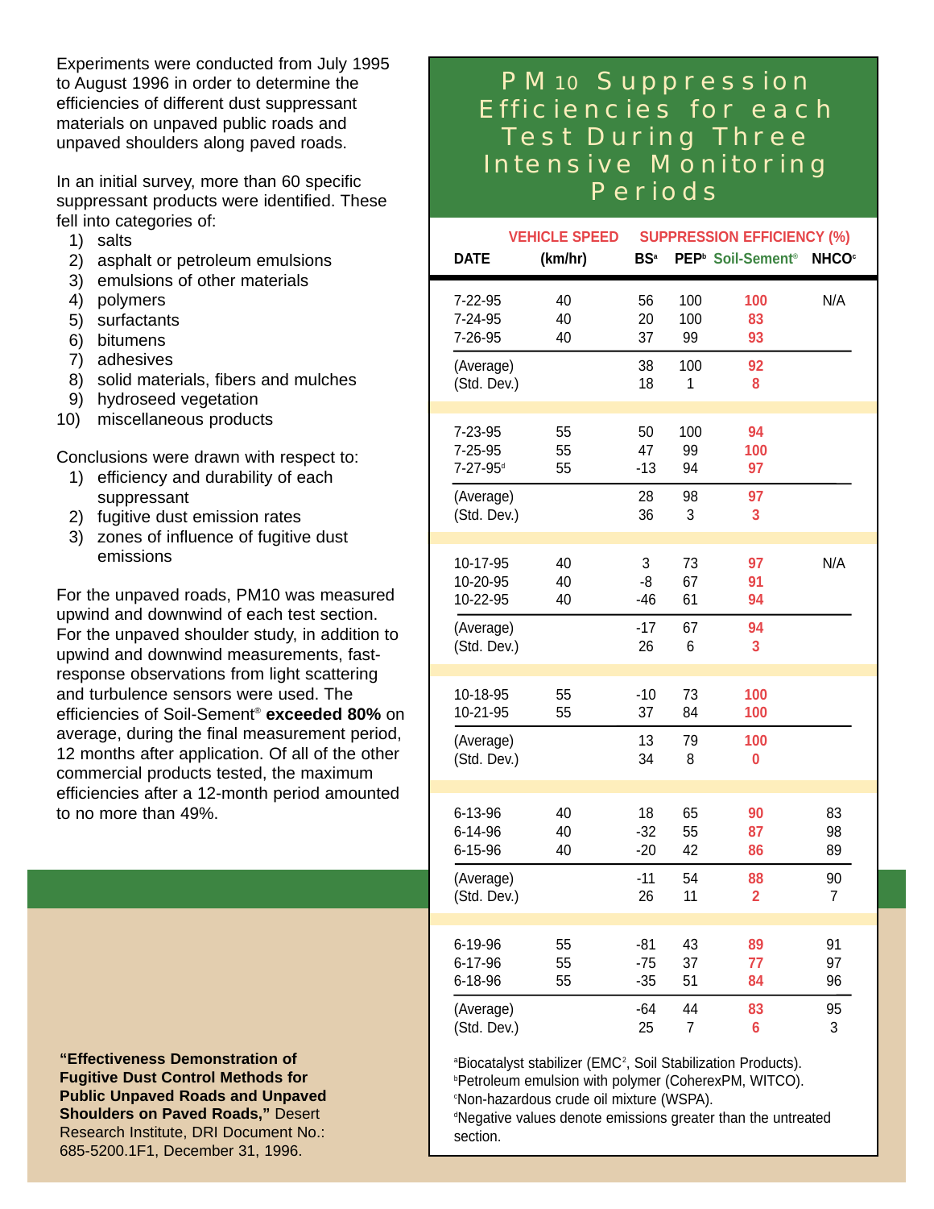Experiments were conducted from July 1995 to August 1996 in order to determine the efficiencies of different dust suppressant materials on unpaved public roads and unpaved shoulders along paved roads.

In an initial survey, more than 60 specific suppressant products were identified. These fell into categories of:

1) salts
2) asphalt or petroleum emulsions
3) emulsions of other materials
4) polymers
5) surfactants
6) bitumens
7) adhesives
8) solid materials, fibers and mulches
9) hydroseed vegetation
10) miscellaneous products

Conclusions were drawn with respect to:

1) efficiency and durability of each suppressant
2) fugitive dust emission rates
3) zones of influence of fugitive dust emissions

For the unpaved roads, PM10 was measured upwind and downwind of each test section. For the unpaved shoulder study, in addition to upwind and downwind measurements, fast-response observations from light scattering and turbulence sensors were used. The efficiencies of Soil-Sement® **exceeded 80%** on average, during the final measurement period, 12 months after application. Of all of the other commercial products tested, the maximum efficiencies after a 12-month period amounted to no more than 49%.

**"Effectiveness Demonstration of Fugitive Dust Control Methods for Public Unpaved Roads and Unpaved Shoulders on Paved Roads,"** Desert Research Institute, DRI Document No.: 685-5200.1F1, December 31, 1996.

## PM10 Suppression Efficiencies for each Test During Three Intensive Monitoring Periods

| | VEHICLE SPEED | SUPPRESSION EFFICIENCY (%) | | | |
|---|---|---|---|---|---|
| DATE | (km/hr) | BS[a] | PEP[b] | Soil-Sement® | NHCO[c] |
| 7-22-95 | 40 | 56 | 100 | **100** | N/A |
| 7-24-95 | 40 | 20 | 100 | **83** | |
| 7-26-95 | 40 | 37 | 99 | **93** | |
| (Average) | | 38 | 100 | **92** | |
| (Std. Dev.) | | 18 | 1 | **8** | |
| 7-23-95 | 55 | 50 | 100 | **94** | |
| 7-25-95 | 55 | 47 | 99 | **100** | |
| 7-27-95[d] | 55 | -13 | 94 | **97** | |
| (Average) | | 28 | 98 | **97** | |
| (Std. Dev.) | | 36 | 3 | **3** | |
| 10-17-95 | 40 | 3 | 73 | **97** | N/A |
| 10-20-95 | 40 | -8 | 67 | **91** | |
| 10-22-95 | 40 | -46 | 61 | **94** | |
| (Average) | | -17 | 67 | **94** | |
| (Std. Dev.) | | 26 | 6 | **3** | |
| 10-18-95 | 55 | -10 | 73 | **100** | |
| 10-21-95 | 55 | 37 | 84 | **100** | |
| (Average) | | 13 | 79 | **100** | |
| (Std. Dev.) | | 34 | 8 | **0** | |
| 6-13-96 | 40 | 18 | 65 | **90** | 83 |
| 6-14-96 | 40 | -32 | 55 | **87** | 98 |
| 6-15-96 | 40 | -20 | 42 | **86** | 89 |
| (Average) | | -11 | 54 | **88** | 90 |
| (Std. Dev.) | | 26 | 11 | **2** | 7 |
| 6-19-96 | 55 | -81 | 43 | **89** | 91 |
| 6-17-96 | 55 | -75 | 37 | **77** | 97 |
| 6-18-96 | 55 | -35 | 51 | **84** | 96 |
| (Average) | | -64 | 44 | **83** | 95 |
| (Std. Dev.) | | 25 | 7 | **6** | 3 |

[a]Biocatalyst stabilizer (EMC[2], Soil Stabilization Products).
[b]Petroleum emulsion with polymer (CoherexPM, WITCO).
[c]Non-hazardous crude oil mixture (WSPA).
[d]Negative values denote emissions greater than the untreated section.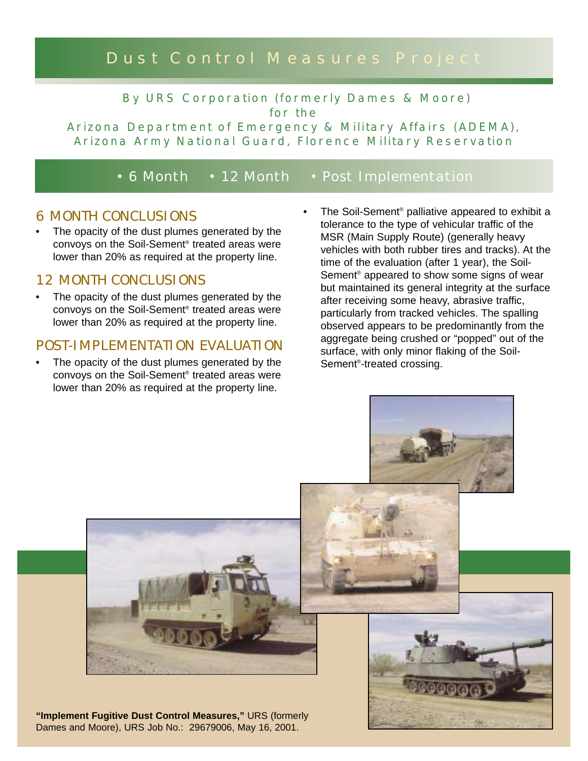# Dust Control Measures Project

By URS Corporation (formerly Dames & Moore)
for the
Arizona Department of Emergency & Military Affairs (ADEMA),
Arizona Army National Guard, Florence Military Reservation

• 6 Month • 12 Month • Post Implementation

## 6 MONTH CONCLUSIONS

- The opacity of the dust plumes generated by the convoys on the Soil-Sement® treated areas were lower than 20% as required at the property line.

## 12 MONTH CONCLUSIONS

- The opacity of the dust plumes generated by the convoys on the Soil-Sement® treated areas were lower than 20% as required at the property line.

## POST-IMPLEMENTATION EVALUATION

- The opacity of the dust plumes generated by the convoys on the Soil-Sement® treated areas were lower than 20% as required at the property line.
- The Soil-Sement® palliative appeared to exhibit a tolerance to the type of vehicular traffic of the MSR (Main Supply Route) (generally heavy vehicles with both rubber tires and tracks). At the time of the evaluation (after 1 year), the Soil-Sement® appeared to show some signs of wear but maintained its general integrity at the surface after receiving some heavy, abrasive traffic, particularly from tracked vehicles. The spalling observed appears to be predominantly from the aggregate being crushed or "popped" out of the surface, with only minor flaking of the Soil-Sement®-treated crossing.

**"Implement Fugitive Dust Control Measures,"** URS (formerly Dames and Moore), URS Job No.: 29679006, May 16, 2001.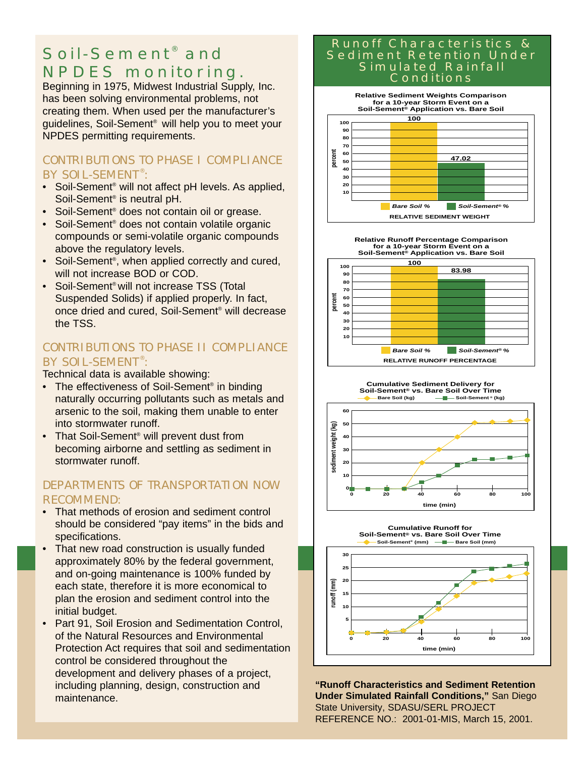# Soil-Sement® and NPDES monitoring.

Beginning in 1975, Midwest Industrial Supply, Inc. has been solving environmental problems, not creating them. When used per the manufacturer's guidelines, Soil-Sement® will help you to meet your NPDES permitting requirements.

## CONTRIBUTIONS TO PHASE I COMPLIANCE BY SOIL-SEMENT®:

- Soil-Sement® will not affect pH levels. As applied, Soil-Sement® is neutral pH.
- Soil-Sement® does not contain oil or grease.
- Soil-Sement® does not contain volatile organic compounds or semi-volatile organic compounds above the regulatory levels.
- Soil-Sement®, when applied correctly and cured, will not increase BOD or COD.
- Soil-Sement® will not increase TSS (Total Suspended Solids) if applied properly. In fact, once dried and cured, Soil-Sement® will decrease the TSS.

## CONTRIBUTIONS TO PHASE II COMPLIANCE BY SOIL-SEMENT®:

Technical data is available showing:

- The effectiveness of Soil-Sement® in binding naturally occurring pollutants such as metals and arsenic to the soil, making them unable to enter into stormwater runoff.
- That Soil-Sement® will prevent dust from becoming airborne and settling as sediment in stormwater runoff.

## DEPARTMENTS OF TRANSPORTATION NOW RECOMMEND:

- That methods of erosion and sediment control should be considered "pay items" in the bids and specifications.
- That new road construction is usually funded approximately 80% by the federal government, and on-going maintenance is 100% funded by each state, therefore it is more economical to plan the erosion and sediment control into the initial budget.
- Part 91, Soil Erosion and Sedimentation Control, of the Natural Resources and Environmental Protection Act requires that soil and sedimentation control be considered throughout the development and delivery phases of a project, including planning, design, construction and maintenance.

## Runoff Characteristics & Sediment Retention Under Simulated Rainfall Conditions

**Relative Sediment Weights Comparison for a 10-year Storm Event on a Soil-Sement® Application vs. Bare Soil**

| RELATIVE SEDIMENT WEIGHT | percent |
|---|---|
| Bare Soil % | 100 |
| Soil-Sement® % | 47.02 |

**Relative Runoff Percentage Comparison for a 10-year Storm Event on a Soil-Sement® Application vs. Bare Soil**

| RELATIVE RUNOFF PERCENTAGE | percent |
|---|---|
| Bare Soil % | 100 |
| Soil-Sement® % | 83.98 |

**Cumulative Sediment Delivery for Soil-Sement® vs. Bare Soil Over Time**

(Chart: sediment weight (kg) vs. time (min); series: Bare Soil (kg), Soil-Sement® (kg))

**Cumulative Runoff for Soil-Sement® vs. Bare Soil Over Time**

(Chart: runoff (mm) vs. time (min); series: Soil-Sement® (mm), Bare Soil (mm))

**"Runoff Characteristics and Sediment Retention Under Simulated Rainfall Conditions,"** San Diego State University, SDASU/SERL PROJECT REFERENCE NO.: 2001-01-MIS, March 15, 2001.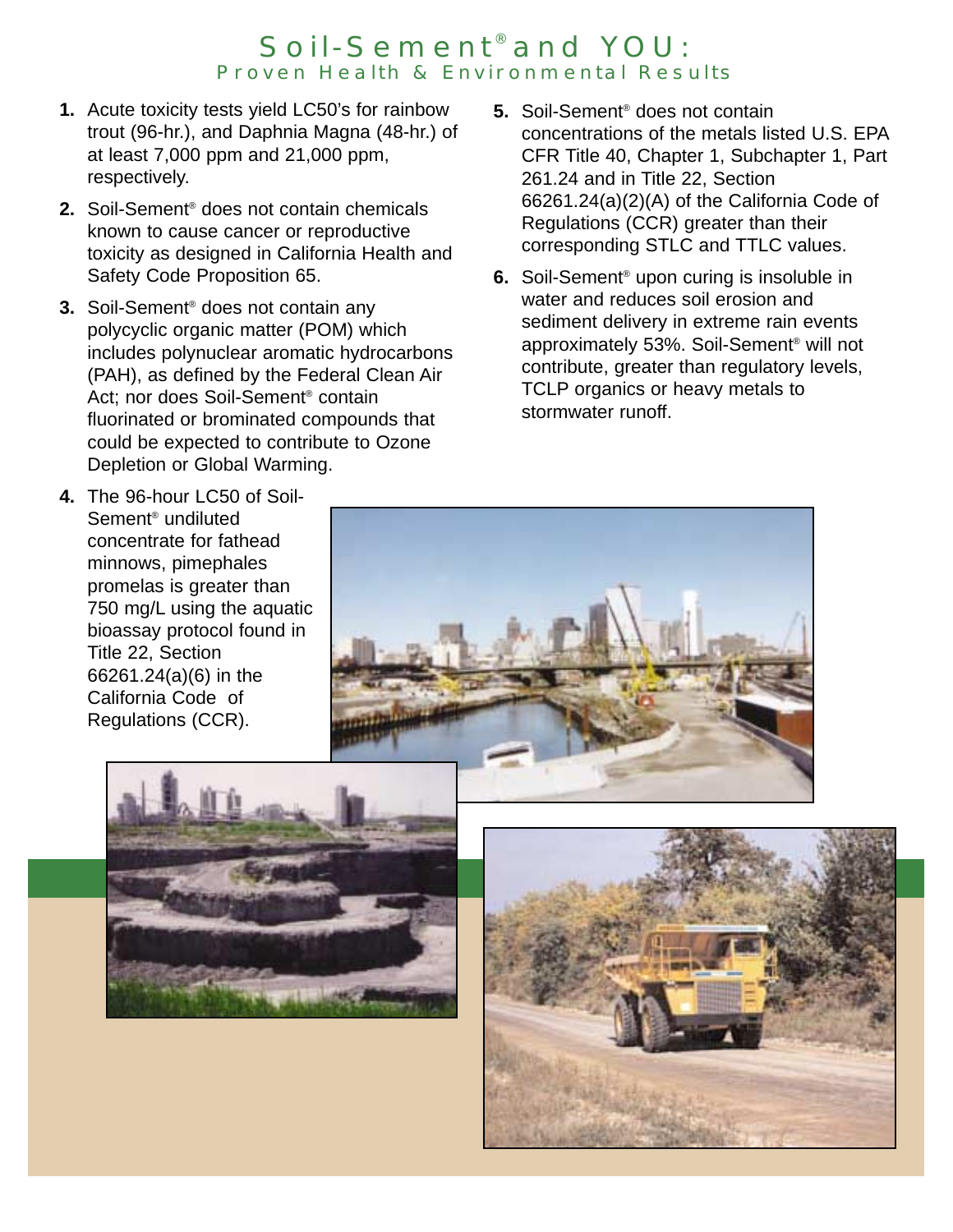# Soil-Sement® and YOU:

## Proven Health & Environmental Results

1. Acute toxicity tests yield LC50's for rainbow trout (96-hr.), and Daphnia Magna (48-hr.) of at least 7,000 ppm and 21,000 ppm, respectively.

2. Soil-Sement® does not contain chemicals known to cause cancer or reproductive toxicity as designed in California Health and Safety Code Proposition 65.

3. Soil-Sement® does not contain any polycyclic organic matter (POM) which includes polynuclear aromatic hydrocarbons (PAH), as defined by the Federal Clean Air Act; nor does Soil-Sement® contain fluorinated or brominated compounds that could be expected to contribute to Ozone Depletion or Global Warming.

4. The 96-hour LC50 of Soil-Sement® undiluted concentrate for fathead minnows, pimephales promelas is greater than 750 mg/L using the aquatic bioassay protocol found in Title 22, Section 66261.24(a)(6) in the California Code of Regulations (CCR).

5. Soil-Sement® does not contain concentrations of the metals listed U.S. EPA CFR Title 40, Chapter 1, Subchapter 1, Part 261.24 and in Title 22, Section 66261.24(a)(2)(A) of the California Code of Regulations (CCR) greater than their corresponding STLC and TTLC values.

6. Soil-Sement® upon curing is insoluble in water and reduces soil erosion and sediment delivery in extreme rain events approximately 53%. Soil-Sement® will not contribute, greater than regulatory levels, TCLP organics or heavy metals to stormwater runoff.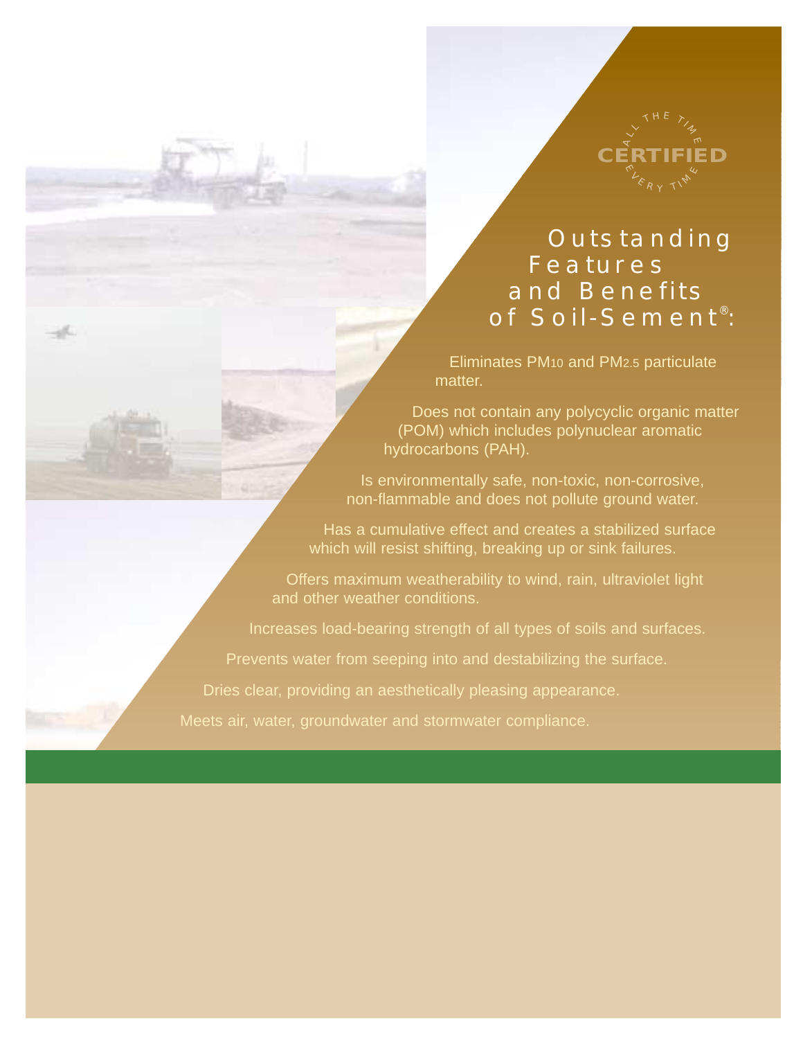ALL THE TIME
CERTIFIED
EVERY TIME

# Outstanding Features and Benefits of Soil-Sement®:

- Eliminates $PM_{10}$ and $PM_{2.5}$ particulate matter.
- Does not contain any polycyclic organic matter (POM) which includes polynuclear aromatic hydrocarbons (PAH).
- Is environmentally safe, non-toxic, non-corrosive, non-flammable and does not pollute ground water.
- Has a cumulative effect and creates a stabilized surface which will resist shifting, breaking up or sink failures.
- Offers maximum weatherability to wind, rain, ultraviolet light and other weather conditions.
- Increases load-bearing strength of all types of soils and surfaces.
- Prevents water from seeping into and destabilizing the surface.
- Dries clear, providing an aesthetically pleasing appearance.
- Meets air, water, groundwater and stormwater compliance.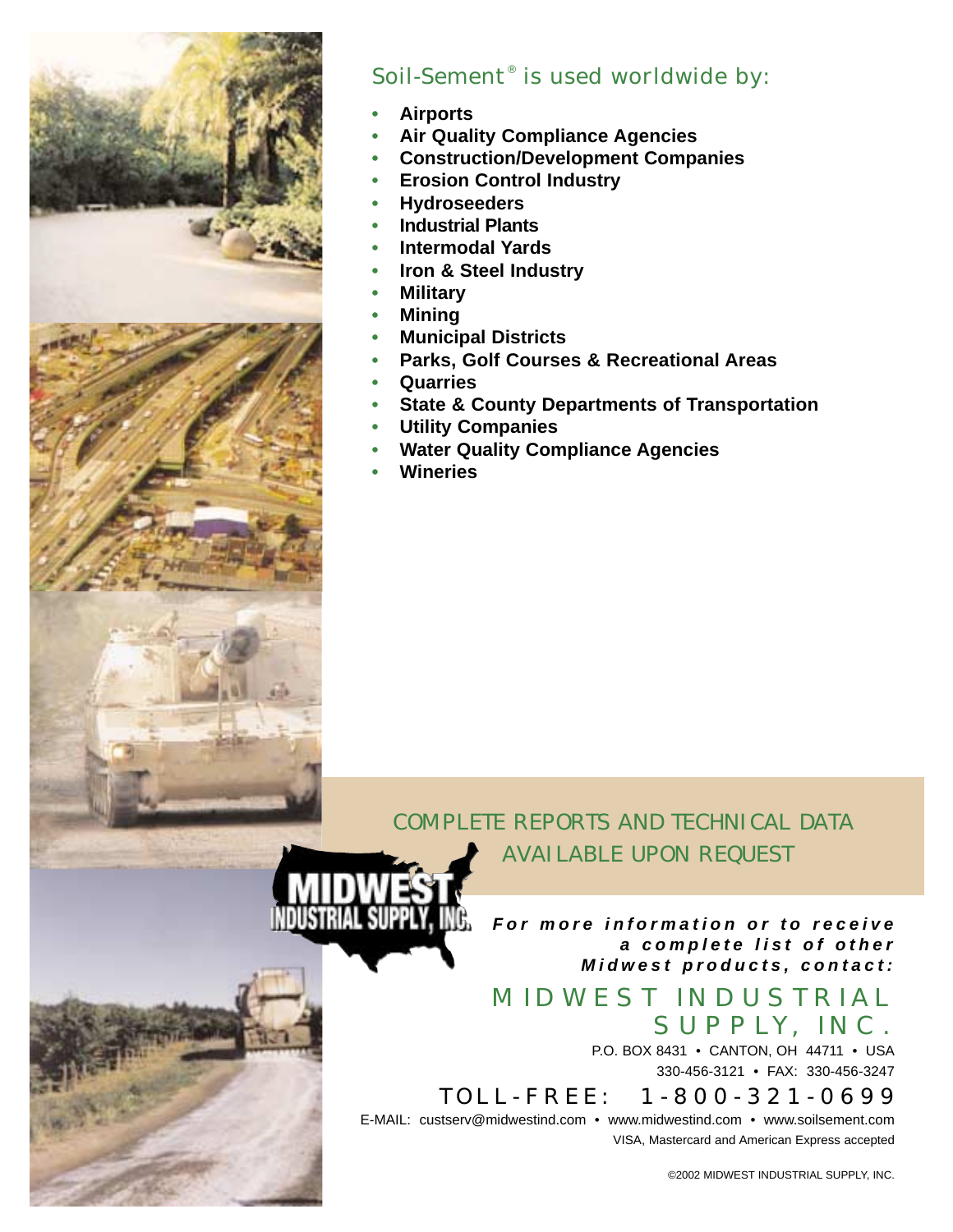## Soil-Sement® is used worldwide by:

- **Airports**
- **Air Quality Compliance Agencies**
- **Construction/Development Companies**
- **Erosion Control Industry**
- **Hydroseeders**
- **Industrial Plants**
- **Intermodal Yards**
- **Iron & Steel Industry**
- **Military**
- **Mining**
- **Municipal Districts**
- **Parks, Golf Courses & Recreational Areas**
- **Quarries**
- **State & County Departments of Transportation**
- **Utility Companies**
- **Water Quality Compliance Agencies**
- **Wineries**

COMPLETE REPORTS AND TECHNICAL DATA AVAILABLE UPON REQUEST

MIDWEST INDUSTRIAL SUPPLY, INC.

***For more information or to receive a complete list of other Midwest products, contact:***

MIDWEST INDUSTRIAL SUPPLY, INC.

P.O. BOX 8431 • CANTON, OH 44711 • USA

330-456-3121 • FAX: 330-456-3247

TOLL-FREE: 1-800-321-0699

E-MAIL: custserv@midwestind.com • www.midwestind.com • www.soilsement.com

VISA, Mastercard and American Express accepted

©2002 MIDWEST INDUSTRIAL SUPPLY, INC.